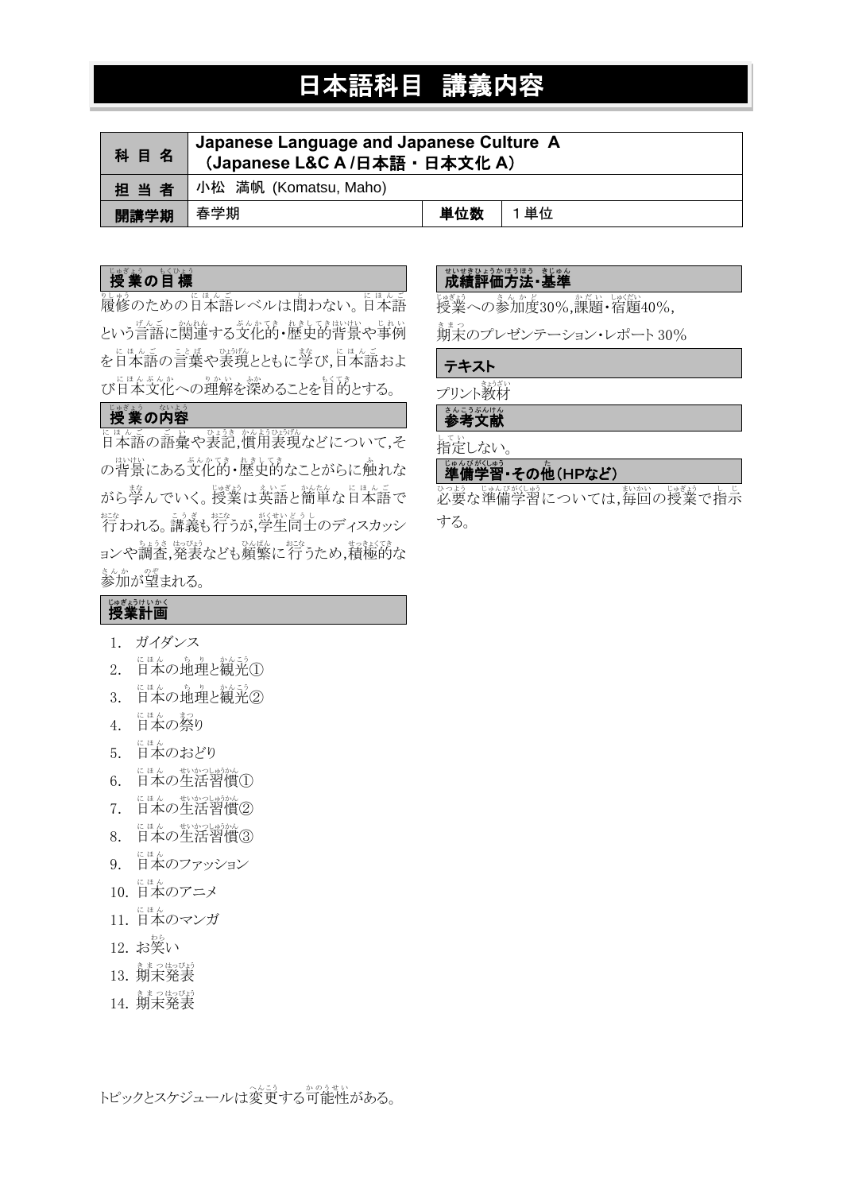# 日本語科目　講義内容

| 科 目 名 | Japanese Language and Japanese Culture A（Japanese L&C A /日本語・日本文化 A） | | |
|---|---|---|---|
| 担 当 者 | 小松　満帆 (Komatsu, Maho) | | |
| 開講学期 | 春学期 | 単位数 | 1単位 |

## 授業の目標

履修のための日本語レベルは問わない。日本語という言語に関連する文化的・歴史的背景や事例を日本語の言葉や表現とともに学び,日本語および日本文化への理解を深めることを目的とする。

## 授業の内容

日本語の語彙や表記,慣用表現などについて,その背景にある文化的・歴史的なことがらに触れながら学んでいく。授業は英語と簡単な日本語で行われる。講義も行うが,学生同士のディスカッションや調査,発表なども頻繁に行うため,積極的な参加が望まれる。

## 授業計画

1. ガイダンス
2. 日本の地理と観光①
3. 日本の地理と観光②
4. 日本の祭り
5. 日本のおどり
6. 日本の生活習慣①
7. 日本の生活習慣②
8. 日本の生活習慣③
9. 日本のファッション
10. 日本のアニメ
11. 日本のマンガ
12. お笑い
13. 期末発表
14. 期末発表

## 成績評価方法・基準

授業への参加度30%,課題・宿題40%,

期末のプレゼンテーション・レポート30%

## テキスト

プリント教材

## 参考文献

指定しない。

## 準備学習・その他（HPなど）

必要な準備学習については,毎回の授業で指示する。

トピックとスケジュールは変更する可能性がある。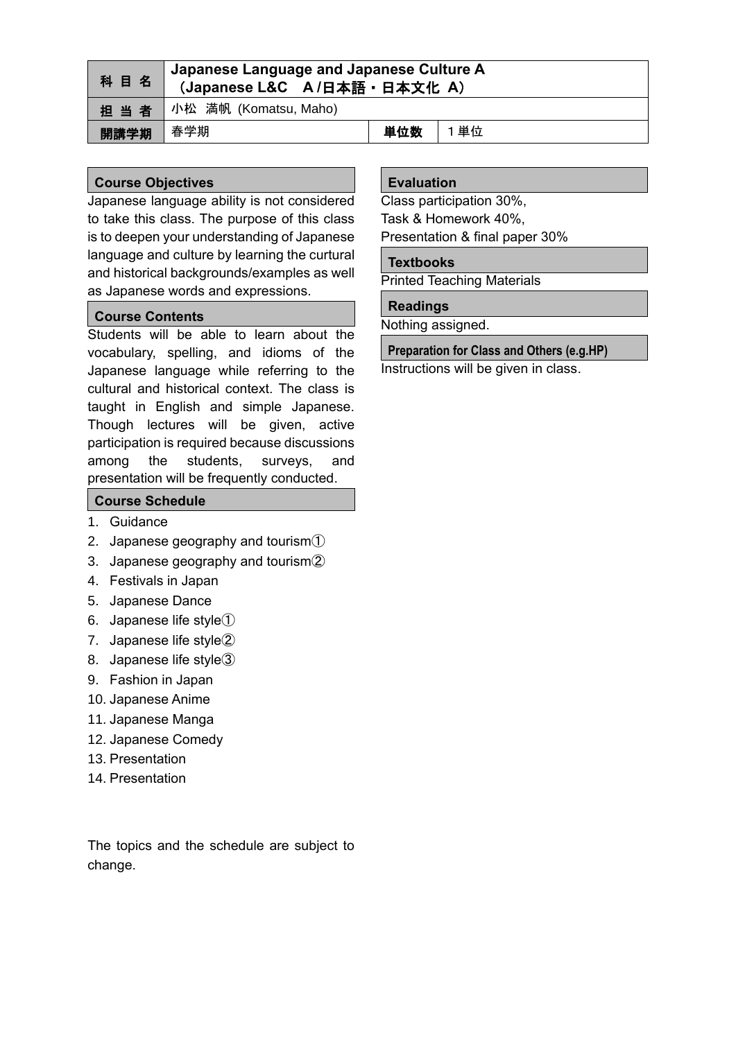| 科 目 名 | Japanese Language and Japanese Culture A<br>（Japanese L&C　A/日本語・日本文化 A） | | |
|---|---|---|---|
| 担 当 者 | 小松 満帆 (Komatsu, Maho) | | |
| 開講学期 | 春学期 | 単位数 | 1単位 |

## Course Objectives

Japanese language ability is not considered to take this class. The purpose of this class is to deepen your understanding of Japanese language and culture by learning the curtural and historical backgrounds/examples as well as Japanese words and expressions.

## Course Contents

Students will be able to learn about the vocabulary, spelling, and idioms of the Japanese language while referring to the cultural and historical context. The class is taught in English and simple Japanese. Though lectures will be given, active participation is required because discussions among the students, surveys, and presentation will be frequently conducted.

## Course Schedule

1. Guidance
2. Japanese geography and tourism①
3. Japanese geography and tourism②
4. Festivals in Japan
5. Japanese Dance
6. Japanese life style①
7. Japanese life style②
8. Japanese life style③
9. Fashion in Japan
10. Japanese Anime
11. Japanese Manga
12. Japanese Comedy
13. Presentation
14. Presentation

The topics and the schedule are subject to change.

## Evaluation

Class participation 30%,
Task & Homework 40%,
Presentation & final paper 30%

## Textbooks

Printed Teaching Materials

## Readings

Nothing assigned.

## Preparation for Class and Others (e.g.HP)

Instructions will be given in class.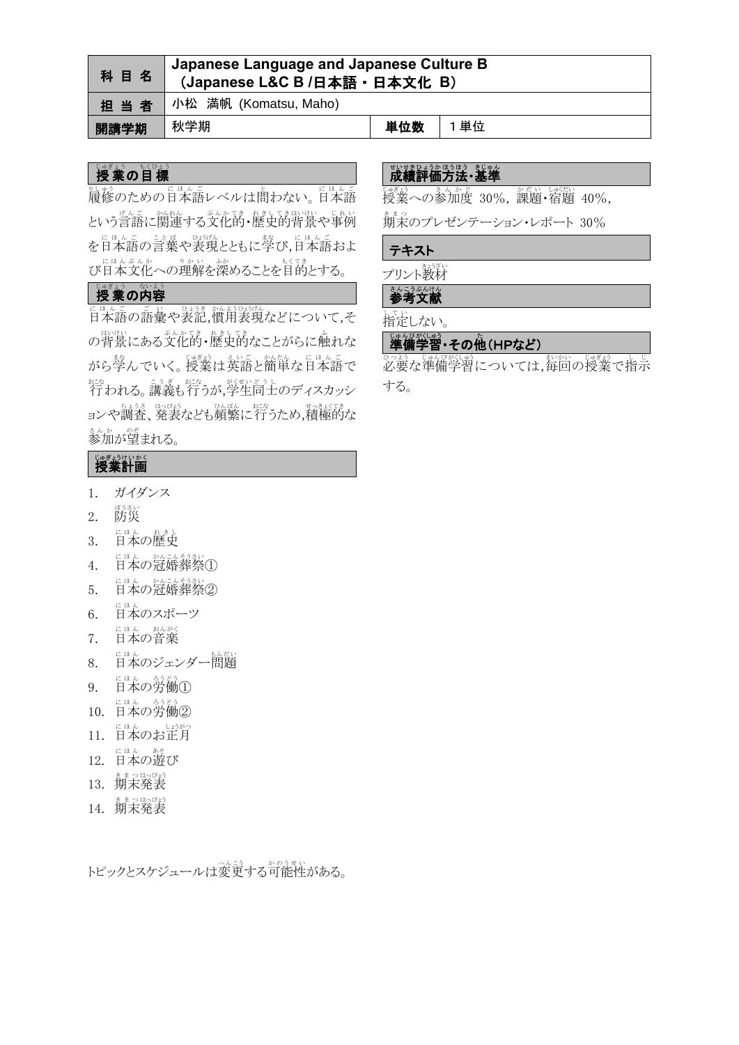| 科目名 | Japanese Language and Japanese Culture B<br>（Japanese L&C B /日本語・日本文化 B） | | |
|---|---|---|---|
| 担当者 | 小松 満帆 (Komatsu, Maho) | | |
| 開講学期 | 秋学期 | 単位数 | 1単位 |

## 授業の目標

履修のための日本語レベルは問わない。日本語という言語に関連する文化的・歴史的背景や事例を日本語の言葉や表現とともに学び,日本語および日本文化への理解を深めることを目的とする。

## 授業の内容

日本語の語彙や表記,慣用表現などについて,その背景にある文化的・歴史的なことがらに触れながら学んでいく。授業は英語と簡単な日本語で行われる。講義も行うが,学生同士のディスカッションや調査、発表なども頻繁に行うため,積極的な参加が望まれる。

## 授業計画

1. ガイダンス
2. 防災
3. 日本の歴史
4. 日本の冠婚葬祭①
5. 日本の冠婚葬祭②
6. 日本のスポーツ
7. 日本の音楽
8. 日本のジェンダー問題
9. 日本の労働①
10. 日本の労働②
11. 日本のお正月
12. 日本の遊び
13. 期末発表
14. 期末発表

トピックとスケジュールは変更する可能性がある。

## 成績評価方法・基準

授業への参加度 30%，課題・宿題 40%，期末のプレゼンテーション・レポート 30%

## テキスト

プリント教材

## 参考文献

指定しない。

## 準備学習・その他（HPなど）

必要な準備学習については,毎回の授業で指示する。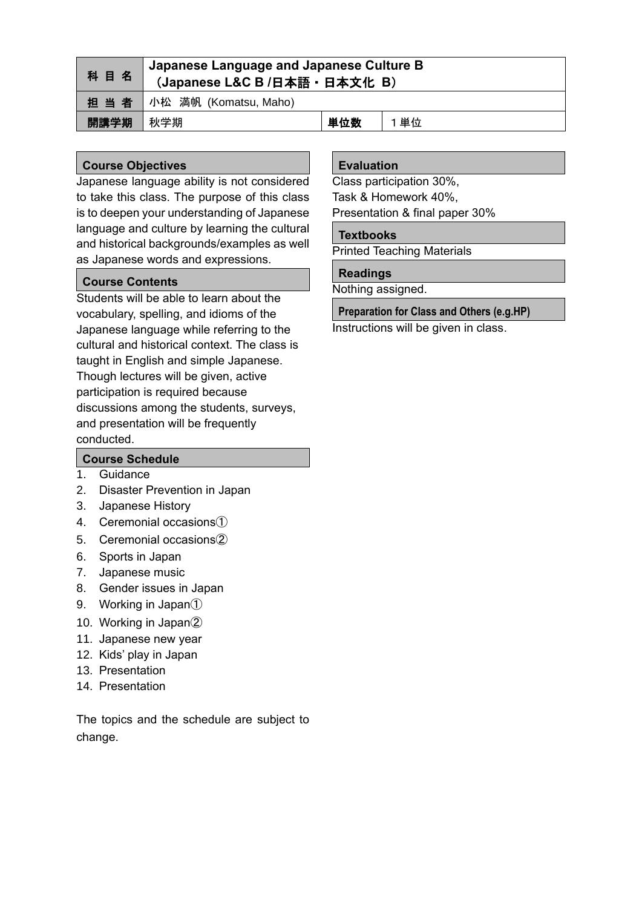| | | | |
|---|---|---|---|
| 科 目 名 | **Japanese Language and Japanese Culture B**<br>**（Japanese L&C B /日本語・日本文化 B）** | | |
| 担 当 者 | 小松 満帆 (Komatsu, Maho) | | |
| 開講学期 | 秋学期 | 単位数 | 1単位 |

## Course Objectives

Japanese language ability is not considered to take this class. The purpose of this class is to deepen your understanding of Japanese language and culture by learning the cultural and historical backgrounds/examples as well as Japanese words and expressions.

## Course Contents

Students will be able to learn about the vocabulary, spelling, and idioms of the Japanese language while referring to the cultural and historical context. The class is taught in English and simple Japanese. Though lectures will be given, active participation is required because discussions among the students, surveys, and presentation will be frequently conducted.

## Course Schedule

1. Guidance
2. Disaster Prevention in Japan
3. Japanese History
4. Ceremonial occasions①
5. Ceremonial occasions②
6. Sports in Japan
7. Japanese music
8. Gender issues in Japan
9. Working in Japan①
10. Working in Japan②
11. Japanese new year
12. Kids' play in Japan
13. Presentation
14. Presentation

The topics and the schedule are subject to change.

## Evaluation

Class participation 30%,
Task & Homework 40%,
Presentation & final paper 30%

## Textbooks

Printed Teaching Materials

## Readings

Nothing assigned.

## Preparation for Class and Others (e.g.HP)

Instructions will be given in class.